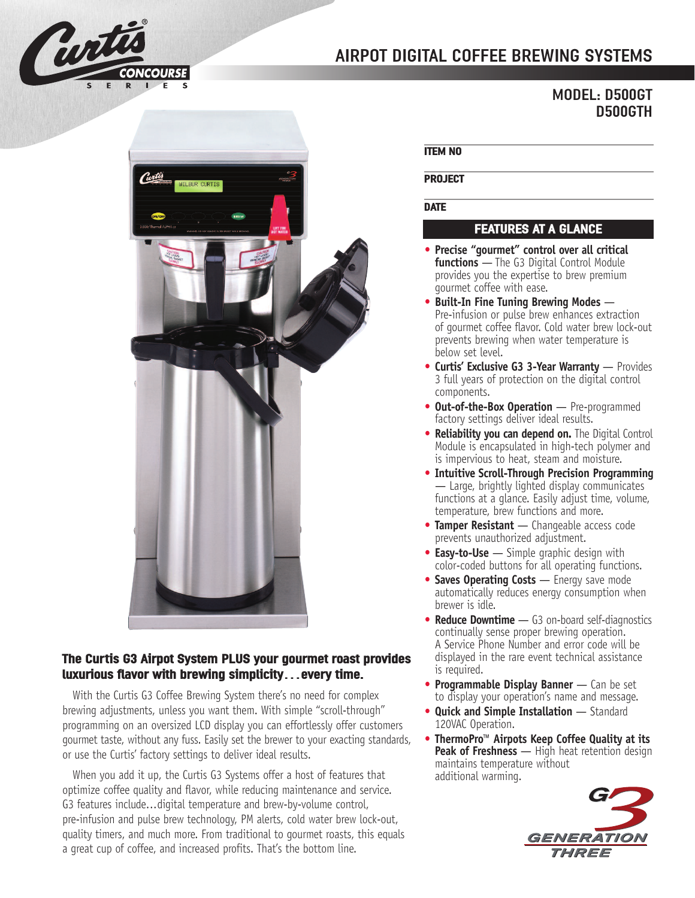# AIRPOT DIGITAL COFFEE BREWING SYSTEMS

## MODEL: D500GT D500GTH

**ITEM NO**

**PROJECT**

**DATE**

## FEATURES AT A GLANCE

- **Precise "gourmet" control over all critical functions** — The G3 Digital Control Module provides you the expertise to brew premium gourmet coffee with ease.
- **Built-In Fine Tuning Brewing Modes** — Pre-infusion or pulse brew enhances extraction of gourmet coffee flavor. Cold water brew lock-out prevents brewing when water temperature is below set level.
- **Curtis' Exclusive G3 3-Year Warranty** — Provides 3 full years of protection on the digital control components.
- **Out-of-the-Box Operation** — Pre-programmed factory settings deliver ideal results.
- **Reliability you can depend on.** The Digital Control Module is encapsulated in high-tech polymer and is impervious to heat, steam and moisture.
- **Intuitive Scroll-Through Precision Programming** — Large, brightly lighted display communicates functions at a glance. Easily adjust time, volume, temperature, brew functions and more.
- **Tamper Resistant** — Changeable access code prevents unauthorized adjustment.
- **Easy-to-Use** — Simple graphic design with color-coded buttons for all operating functions.
- **Saves Operating Costs** — Energy save mode automatically reduces energy consumption when brewer is idle.
- **Reduce Downtime** — G3 on-board self-diagnostics continually sense proper brewing operation. A Service Phone Number and error code will be displayed in the rare event technical assistance is required.
- **Programmable Display Banner** — Can be set to display your operation's name and message.
- **Quick and Simple Installation** — Standard 120VAC Operation.
- **ThermoPro™ Airpots Keep Coffee Quality at its Peak of Freshness** — High heat retention design maintains temperature without additional warming.

### The Curtis G3 Airpot System PLUS your gourmet roast provides luxurious flavor with brewing simplicity. . . every time.

With the Curtis G3 Coffee Brewing System there's no need for complex brewing adjustments, unless you want them. With simple "scroll-through" programming on an oversized LCD display you can effortlessly offer customers gourmet taste, without any fuss. Easily set the brewer to your exacting standards, or use the Curtis' factory settings to deliver ideal results.

When you add it up, the Curtis G3 Systems offer a host of features that optimize coffee quality and flavor, while reducing maintenance and service. G3 features include…digital temperature and brew-by-volume control, pre-infusion and pulse brew technology, PM alerts, cold water brew lock-out, quality timers, and much more. From traditional to gourmet roasts, this equals a great cup of coffee, and increased profits. That's the bottom line.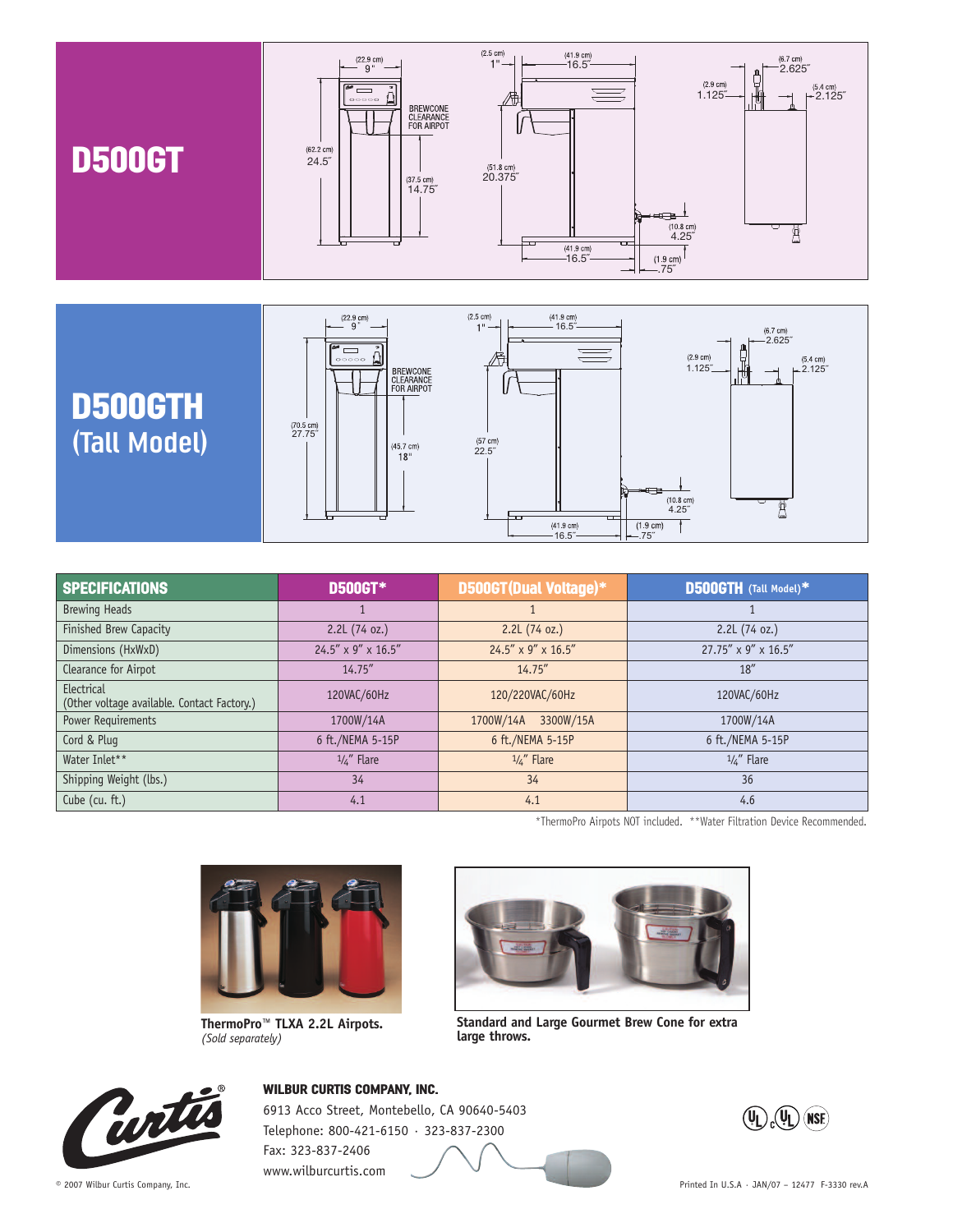# D500GT

(22.9 cm)
9"

BREWCONE
CLEARANCE
FOR AIRPOT

(62.2 cm)
24.5"

(37.5 cm)
14.75"

(2.5 cm)
1"

(41.9 cm)
16.5"

(51.8 cm)
20.375"

(41.9 cm)
16.5"

(10.8 cm)
4.25"

(1.9 cm)
.75"

(6.7 cm)
2.625"

(2.9 cm)
1.125"

(5.4 cm)
2.125"

# D500GTH (Tall Model)

(22.9 cm)
9"

BREWCONE
CLEARANCE
FOR AIRPOT

(70.5 cm)
27.75"

(45.7 cm)
18"

(2.5 cm)
1"

(41.9 cm)
16.5"

(57 cm)
22.5"

(41.9 cm)
16.5"

(10.8 cm)
4.25"

(1.9 cm)
.75"

(6.7 cm)
2.625"

(2.9 cm)
1.125"

(5.4 cm)
2.125"

| SPECIFICATIONS | D500GT* | D500GT(Dual Voltage)* | D500GTH (Tall Model)* |
|---|---|---|---|
| Brewing Heads | 1 | 1 | 1 |
| Finished Brew Capacity | 2.2L (74 oz.) | 2.2L (74 oz.) | 2.2L (74 oz.) |
| Dimensions (HxWxD) | 24.5" x 9" x 16.5" | 24.5" x 9" x 16.5" | 27.75" x 9" x 16.5" |
| Clearance for Airpot | 14.75" | 14.75" | 18" |
| Electrical (Other voltage available. Contact Factory.) | 120VAC/60Hz | 120/220VAC/60Hz | 120VAC/60Hz |
| Power Requirements | 1700W/14A | 1700W/14A 3300W/15A | 1700W/14A |
| Cord & Plug | 6 ft./NEMA 5-15P | 6 ft./NEMA 5-15P | 6 ft./NEMA 5-15P |
| Water Inlet** | 1/4" Flare | 1/4" Flare | 1/4" Flare |
| Shipping Weight (lbs.) | 34 | 34 | 36 |
| Cube (cu. ft.) | 4.1 | 4.1 | 4.6 |

*ThermoPro Airpots NOT included. **Water Filtration Device Recommended.

**ThermoPro™ TLXA 2.2L Airpots.**
*(Sold separately)*

**Standard and Large Gourmet Brew Cone for extra large throws.**

**WILBUR CURTIS COMPANY, INC.**
6913 Acco Street, Montebello, CA 90640-5403
Telephone: 800-421-6150 · 323-837-2300
Fax: 323-837-2406
www.wilburcurtis.com

© 2007 Wilbur Curtis Company, Inc.

Printed In U.S.A · JAN/07 – 12477 F-3330 rev.A